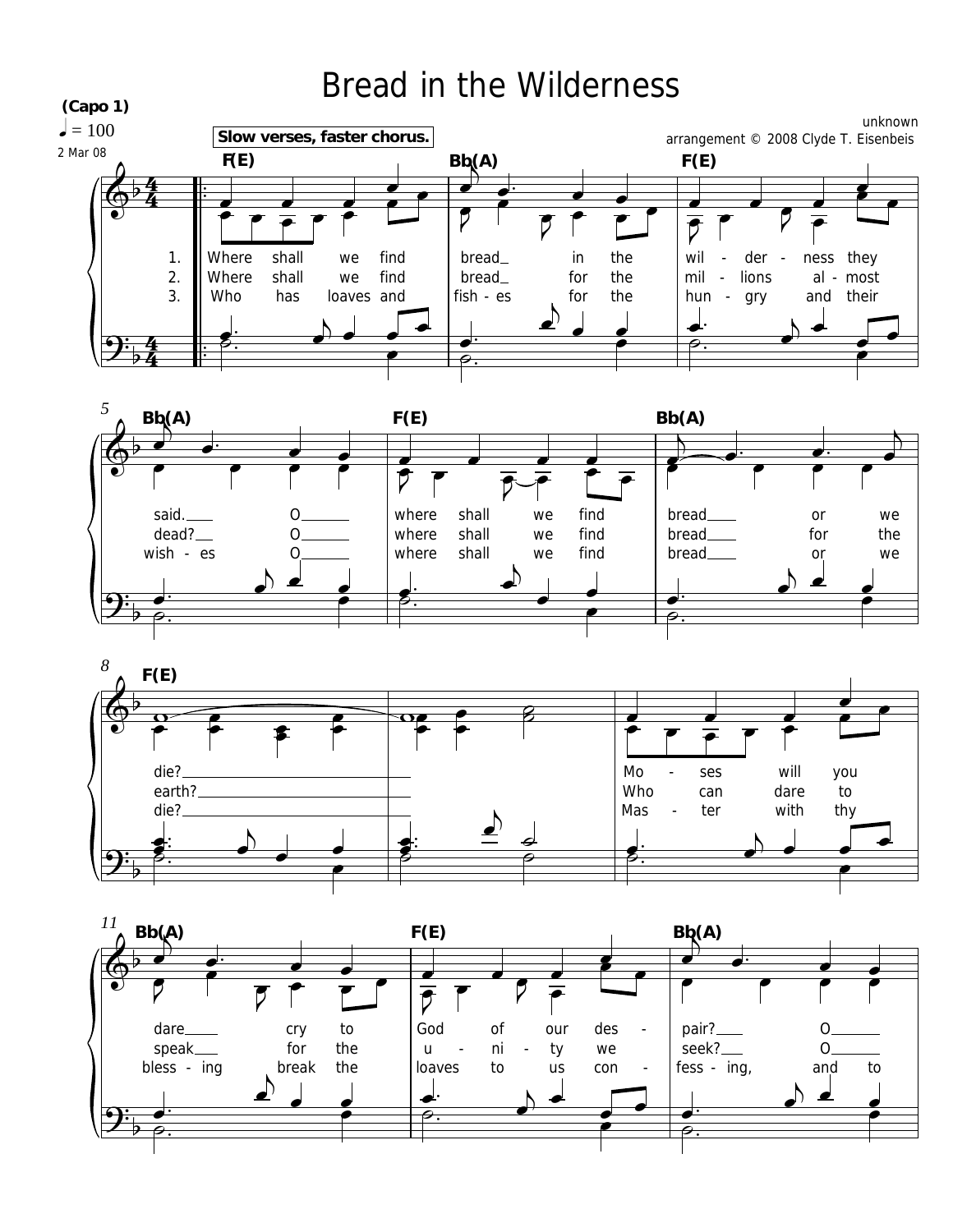# Bread in the Wilderness

**(Capo 1)**

♩ = 100

2 Mar 08

**Slow verses, faster chorus.**

unknown
arrangement © 2008 Clyde T. Eisenbeis

F(E) Bb(A) F(E) Bb(A) F(E) Bb(A) F(E)

1. Where shall we find bread_ in the wil - der - ness they said.___ O_____ where shall we find bread___ or we die?___
2. Where shall we find bread_ for the mil - lions al - most dead?__ O_____ where shall we find bread___ for the earth?___
3. Who has loaves and fish - es for the hun - gry and their wish - es O_____ where shall we find bread___ or we die?___

Bb(A) F(E) Bb(A)

Mo - ses will you dare___ cry to God of our des - pair?___ O_____
Who can dare to speak___ for the u - ni - ty we seek?___ O_____
Mas - ter with thy bless - ing break the loaves to us con - fess - ing, and to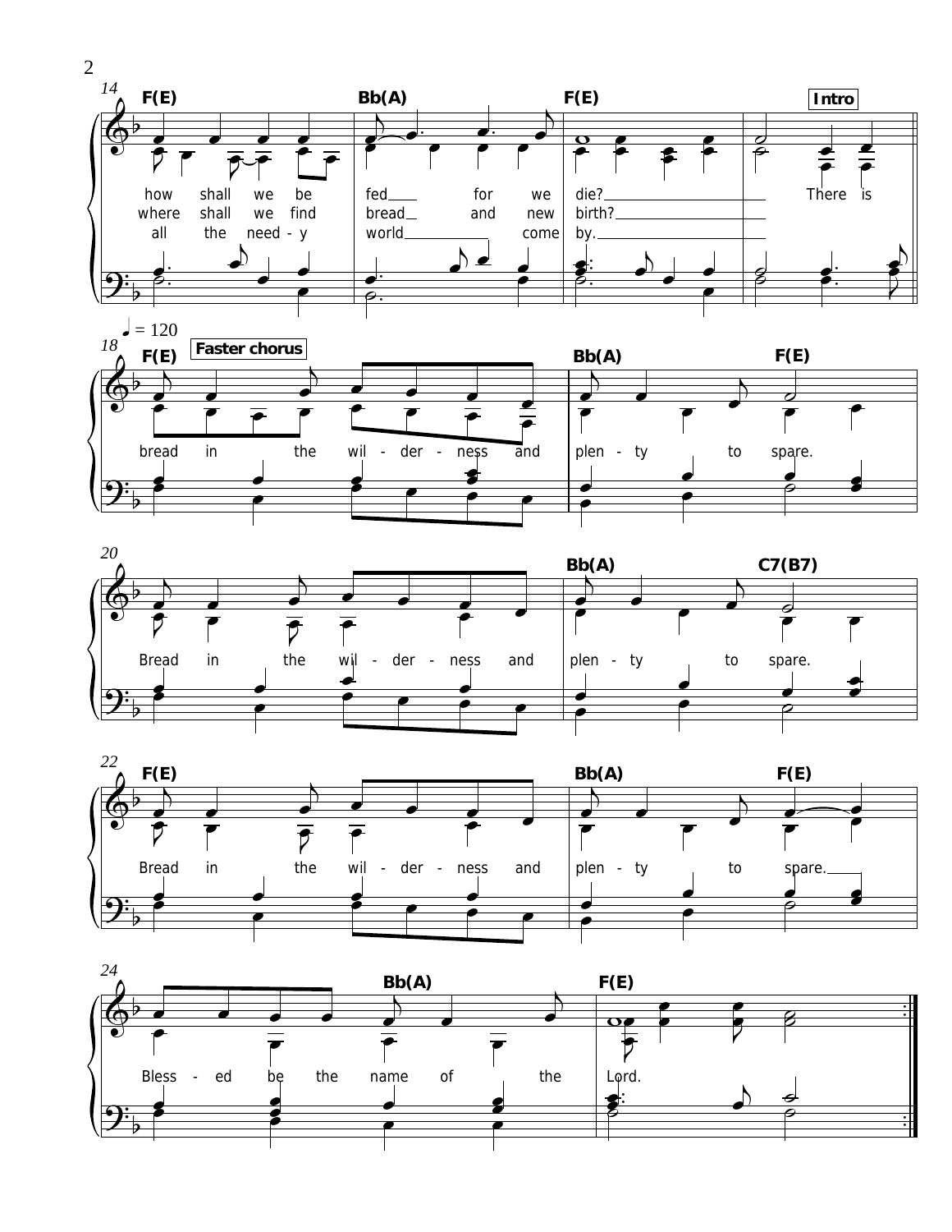14

F(E) Bb(A) F(E) **Intro**

how shall we be fed___ for we die?___ There is
where shall we find bread__ and new birth?___
all the need - y world___ come by.___

♩ = 120

18

F(E) **Faster chorus** Bb(A) F(E)

bread in the wil - der - ness and plen - ty to spare.

20

Bb(A) C7(B7)

Bread in the wil - der - ness and plen - ty to spare.

22

F(E) Bb(A) F(E)

Bread in the wil - der - ness and plen - ty to spare.___

24

Bb(A) F(E)

Bless - ed be the name of the Lord.